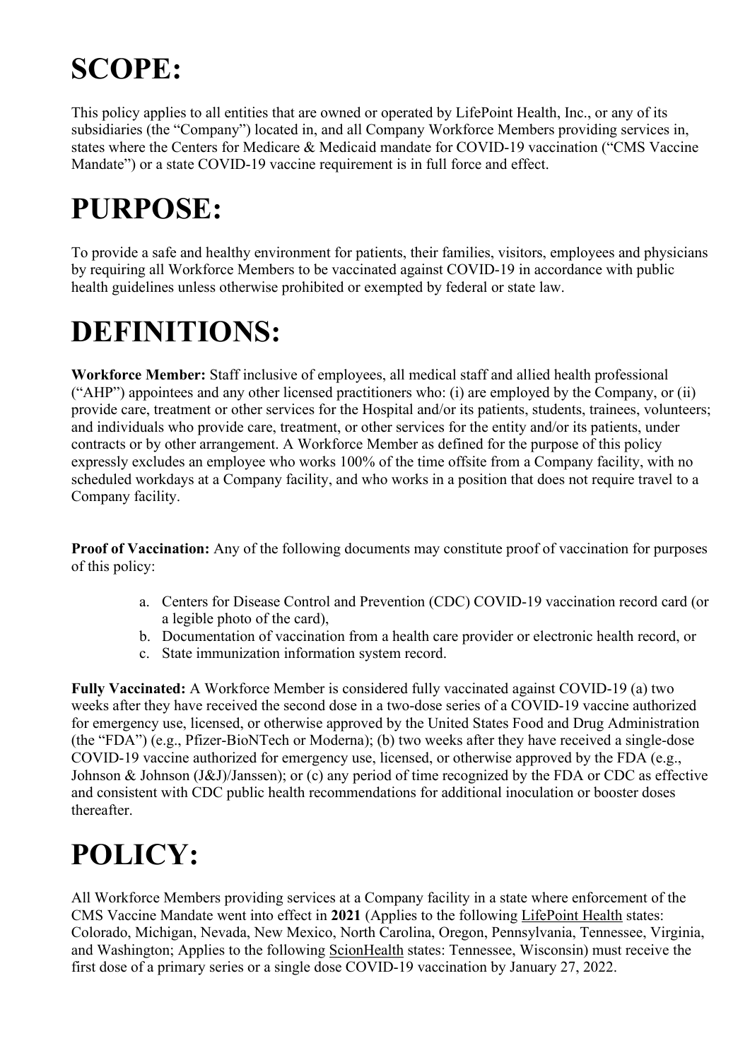# SCOPE:

This policy applies to all entities that are owned or operated by LifePoint Health, Inc., or any of its subsidiaries (the "Company") located in, and all Company Workforce Members providing services in, states where the Centers for Medicare & Medicaid mandate for COVID-19 vaccination ("CMS Vaccine Mandate") or a state COVID-19 vaccine requirement is in full force and effect.

# PURPOSE:

To provide a safe and healthy environment for patients, their families, visitors, employees and physicians by requiring all Workforce Members to be vaccinated against COVID-19 in accordance with public health guidelines unless otherwise prohibited or exempted by federal or state law.

# DEFINITIONS:

**Workforce Member:** Staff inclusive of employees, all medical staff and allied health professional ("AHP") appointees and any other licensed practitioners who: (i) are employed by the Company, or (ii) provide care, treatment or other services for the Hospital and/or its patients, students, trainees, volunteers; and individuals who provide care, treatment, or other services for the entity and/or its patients, under contracts or by other arrangement. A Workforce Member as defined for the purpose of this policy expressly excludes an employee who works 100% of the time offsite from a Company facility, with no scheduled workdays at a Company facility, and who works in a position that does not require travel to a Company facility.

**Proof of Vaccination:** Any of the following documents may constitute proof of vaccination for purposes of this policy:

a. Centers for Disease Control and Prevention (CDC) COVID-19 vaccination record card (or a legible photo of the card),
b. Documentation of vaccination from a health care provider or electronic health record, or
c. State immunization information system record.

**Fully Vaccinated:** A Workforce Member is considered fully vaccinated against COVID-19 (a) two weeks after they have received the second dose in a two-dose series of a COVID-19 vaccine authorized for emergency use, licensed, or otherwise approved by the United States Food and Drug Administration (the "FDA") (e.g., Pfizer-BioNTech or Moderna); (b) two weeks after they have received a single-dose COVID-19 vaccine authorized for emergency use, licensed, or otherwise approved by the FDA (e.g., Johnson & Johnson (J&J)/Janssen); or (c) any period of time recognized by the FDA or CDC as effective and consistent with CDC public health recommendations for additional inoculation or booster doses thereafter.

# POLICY:

All Workforce Members providing services at a Company facility in a state where enforcement of the CMS Vaccine Mandate went into effect in **2021** (Applies to the following LifePoint Health states: Colorado, Michigan, Nevada, New Mexico, North Carolina, Oregon, Pennsylvania, Tennessee, Virginia, and Washington; Applies to the following ScionHealth states: Tennessee, Wisconsin) must receive the first dose of a primary series or a single dose COVID-19 vaccination by January 27, 2022.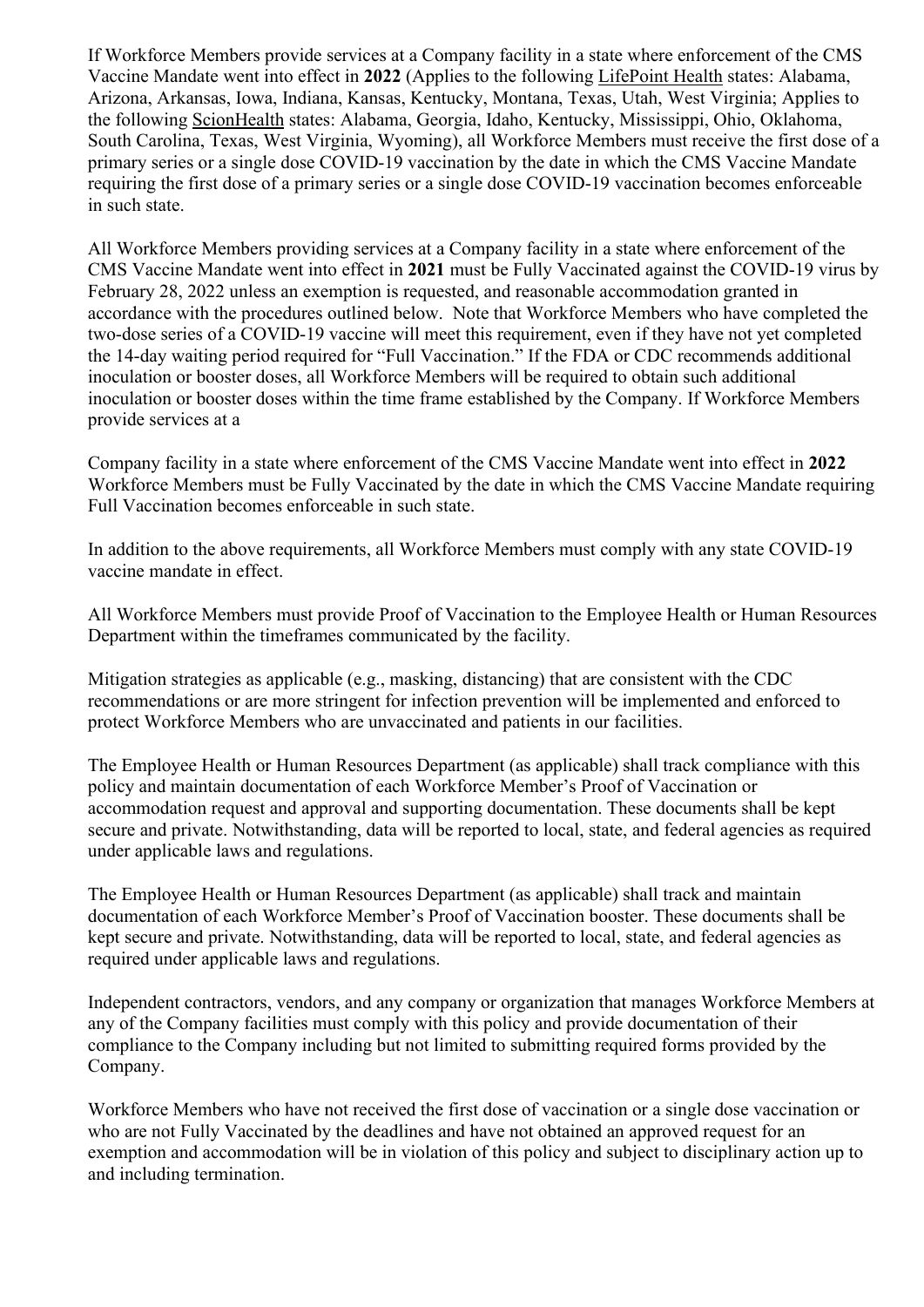If Workforce Members provide services at a Company facility in a state where enforcement of the CMS Vaccine Mandate went into effect in **2022** (Applies to the following LifePoint Health states: Alabama, Arizona, Arkansas, Iowa, Indiana, Kansas, Kentucky, Montana, Texas, Utah, West Virginia; Applies to the following ScionHealth states: Alabama, Georgia, Idaho, Kentucky, Mississippi, Ohio, Oklahoma, South Carolina, Texas, West Virginia, Wyoming), all Workforce Members must receive the first dose of a primary series or a single dose COVID-19 vaccination by the date in which the CMS Vaccine Mandate requiring the first dose of a primary series or a single dose COVID-19 vaccination becomes enforceable in such state.

All Workforce Members providing services at a Company facility in a state where enforcement of the CMS Vaccine Mandate went into effect in **2021** must be Fully Vaccinated against the COVID-19 virus by February 28, 2022 unless an exemption is requested, and reasonable accommodation granted in accordance with the procedures outlined below. Note that Workforce Members who have completed the two-dose series of a COVID-19 vaccine will meet this requirement, even if they have not yet completed the 14-day waiting period required for "Full Vaccination." If the FDA or CDC recommends additional inoculation or booster doses, all Workforce Members will be required to obtain such additional inoculation or booster doses within the time frame established by the Company. If Workforce Members provide services at a

Company facility in a state where enforcement of the CMS Vaccine Mandate went into effect in **2022** Workforce Members must be Fully Vaccinated by the date in which the CMS Vaccine Mandate requiring Full Vaccination becomes enforceable in such state.

In addition to the above requirements, all Workforce Members must comply with any state COVID-19 vaccine mandate in effect.

All Workforce Members must provide Proof of Vaccination to the Employee Health or Human Resources Department within the timeframes communicated by the facility.

Mitigation strategies as applicable (e.g., masking, distancing) that are consistent with the CDC recommendations or are more stringent for infection prevention will be implemented and enforced to protect Workforce Members who are unvaccinated and patients in our facilities.

The Employee Health or Human Resources Department (as applicable) shall track compliance with this policy and maintain documentation of each Workforce Member's Proof of Vaccination or accommodation request and approval and supporting documentation. These documents shall be kept secure and private. Notwithstanding, data will be reported to local, state, and federal agencies as required under applicable laws and regulations.

The Employee Health or Human Resources Department (as applicable) shall track and maintain documentation of each Workforce Member's Proof of Vaccination booster. These documents shall be kept secure and private. Notwithstanding, data will be reported to local, state, and federal agencies as required under applicable laws and regulations.

Independent contractors, vendors, and any company or organization that manages Workforce Members at any of the Company facilities must comply with this policy and provide documentation of their compliance to the Company including but not limited to submitting required forms provided by the Company.

Workforce Members who have not received the first dose of vaccination or a single dose vaccination or who are not Fully Vaccinated by the deadlines and have not obtained an approved request for an exemption and accommodation will be in violation of this policy and subject to disciplinary action up to and including termination.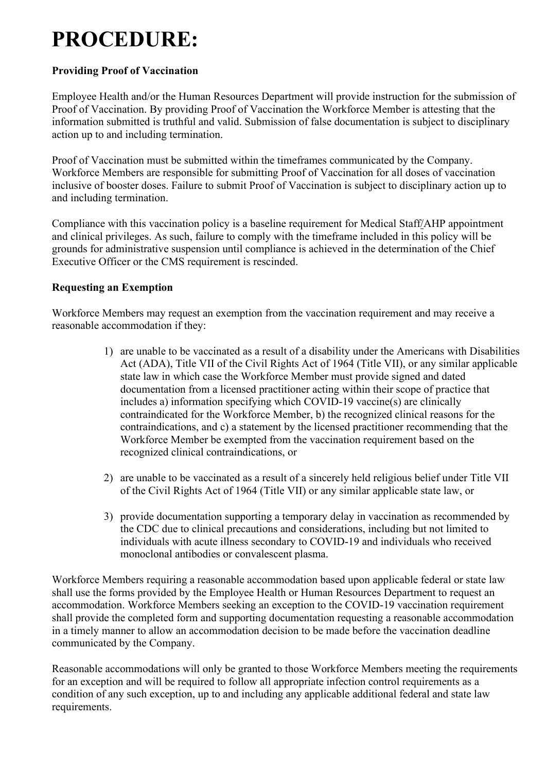# PROCEDURE:

**Providing Proof of Vaccination**

Employee Health and/or the Human Resources Department will provide instruction for the submission of Proof of Vaccination. By providing Proof of Vaccination the Workforce Member is attesting that the information submitted is truthful and valid. Submission of false documentation is subject to disciplinary action up to and including termination.

Proof of Vaccination must be submitted within the timeframes communicated by the Company. Workforce Members are responsible for submitting Proof of Vaccination for all doses of vaccination inclusive of booster doses. Failure to submit Proof of Vaccination is subject to disciplinary action up to and including termination.

Compliance with this vaccination policy is a baseline requirement for Medical Staff/AHP appointment and clinical privileges. As such, failure to comply with the timeframe included in this policy will be grounds for administrative suspension until compliance is achieved in the determination of the Chief Executive Officer or the CMS requirement is rescinded.

**Requesting an Exemption**

Workforce Members may request an exemption from the vaccination requirement and may receive a reasonable accommodation if they:

1) are unable to be vaccinated as a result of a disability under the Americans with Disabilities Act (ADA), Title VII of the Civil Rights Act of 1964 (Title VII), or any similar applicable state law in which case the Workforce Member must provide signed and dated documentation from a licensed practitioner acting within their scope of practice that includes a) information specifying which COVID-19 vaccine(s) are clinically contraindicated for the Workforce Member, b) the recognized clinical reasons for the contraindications, and c) a statement by the licensed practitioner recommending that the Workforce Member be exempted from the vaccination requirement based on the recognized clinical contraindications, or

2) are unable to be vaccinated as a result of a sincerely held religious belief under Title VII of the Civil Rights Act of 1964 (Title VII) or any similar applicable state law, or

3) provide documentation supporting a temporary delay in vaccination as recommended by the CDC due to clinical precautions and considerations, including but not limited to individuals with acute illness secondary to COVID-19 and individuals who received monoclonal antibodies or convalescent plasma.

Workforce Members requiring a reasonable accommodation based upon applicable federal or state law shall use the forms provided by the Employee Health or Human Resources Department to request an accommodation. Workforce Members seeking an exception to the COVID-19 vaccination requirement shall provide the completed form and supporting documentation requesting a reasonable accommodation in a timely manner to allow an accommodation decision to be made before the vaccination deadline communicated by the Company.

Reasonable accommodations will only be granted to those Workforce Members meeting the requirements for an exception and will be required to follow all appropriate infection control requirements as a condition of any such exception, up to and including any applicable additional federal and state law requirements.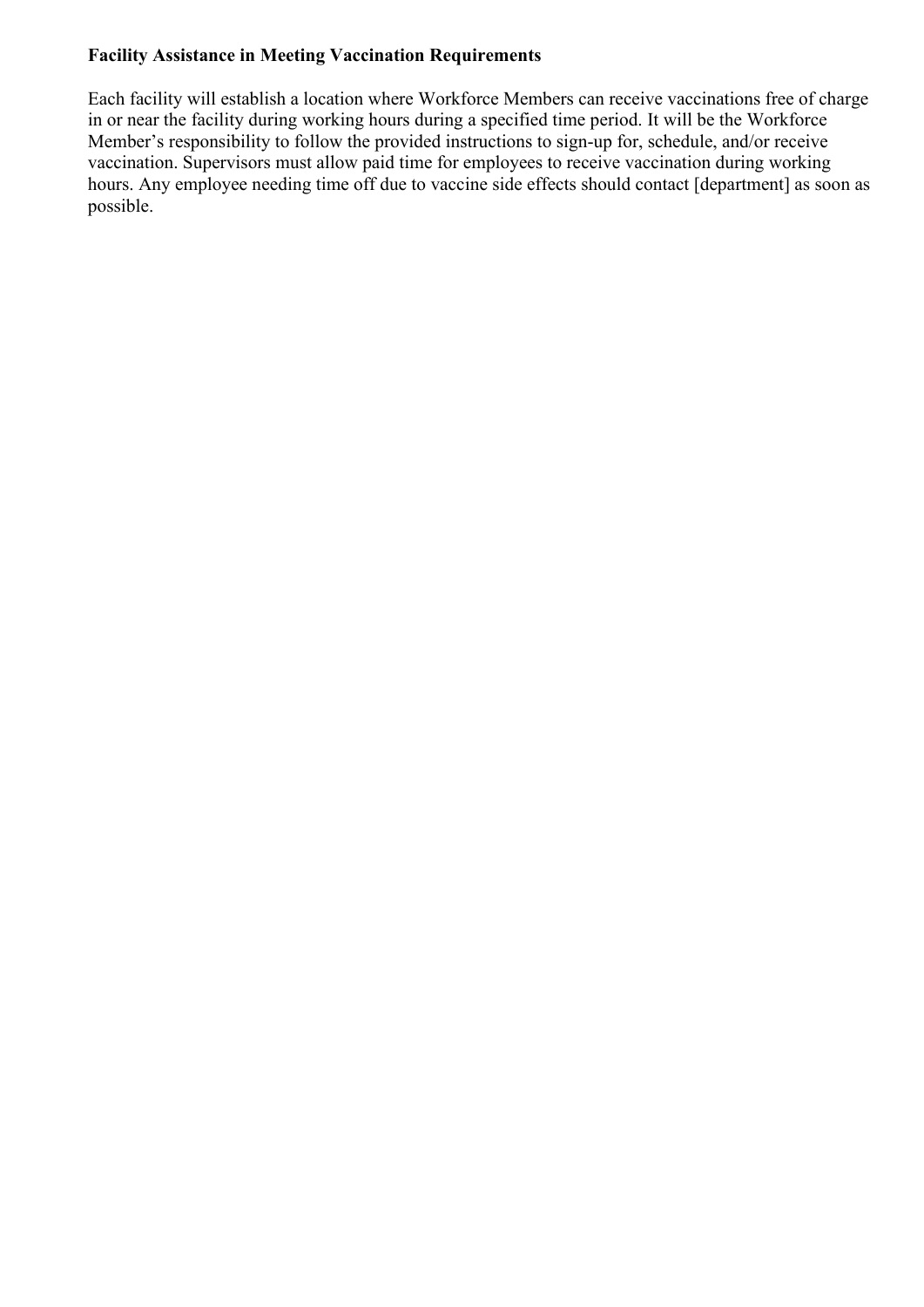**Facility Assistance in Meeting Vaccination Requirements**

Each facility will establish a location where Workforce Members can receive vaccinations free of charge in or near the facility during working hours during a specified time period. It will be the Workforce Member's responsibility to follow the provided instructions to sign-up for, schedule, and/or receive vaccination. Supervisors must allow paid time for employees to receive vaccination during working hours. Any employee needing time off due to vaccine side effects should contact [department] as soon as possible.